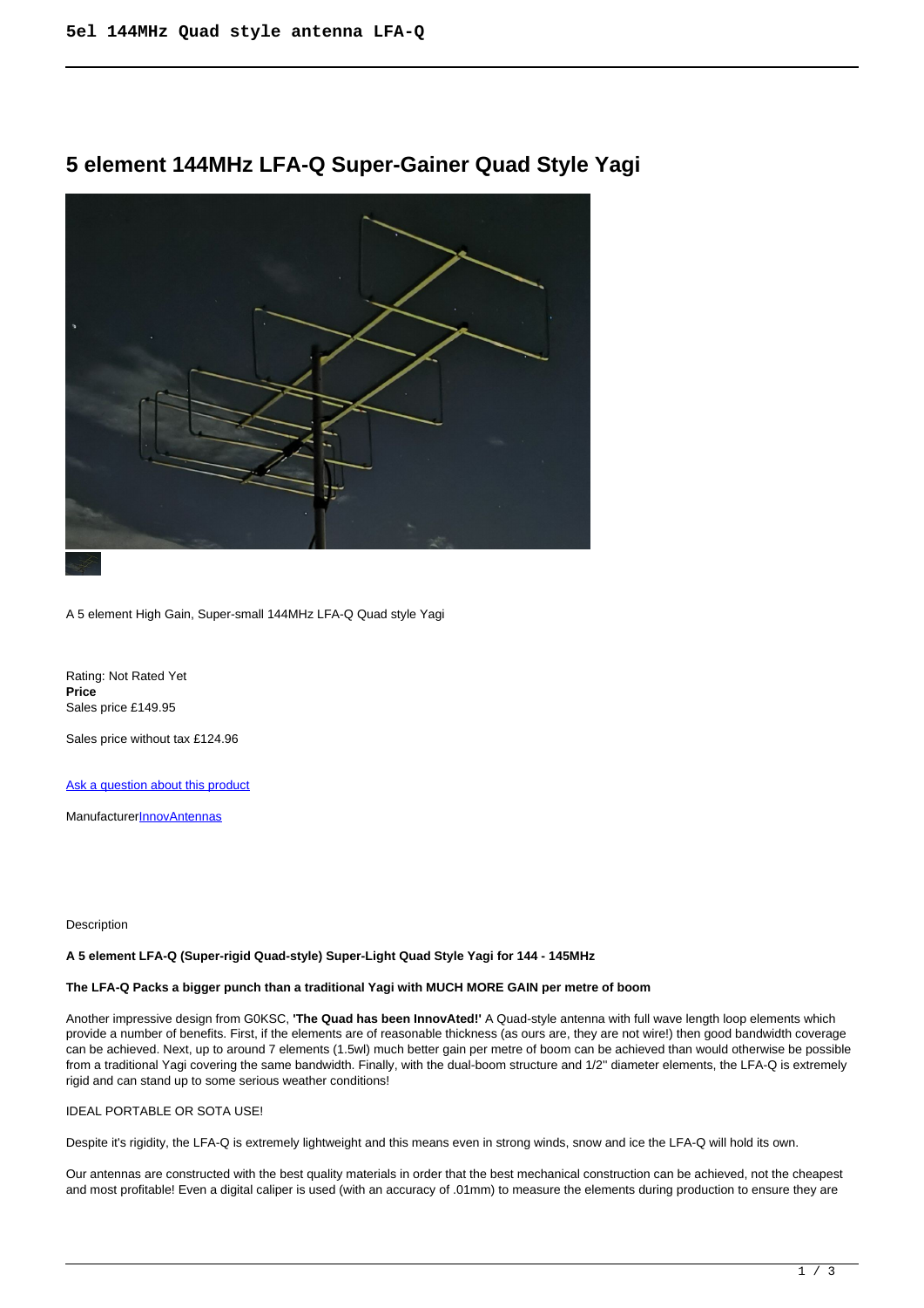# 5 element 144MHz LFA-Q Super-Gainer Quad Style Yagi

A 5 element High Gain, Super-small 144MHz LFA-Q Quad style Yagi

Rating: Not Rated Yet
**Price**
Sales price £149.95

Sales price without tax £124.96

[Ask a question about this product]

Manufacturer[InnovAntennas]

Description

**A 5 element LFA-Q (Super-rigid Quad-style) Super-Light Quad Style Yagi for 144 - 145MHz**

**The LFA-Q Packs a bigger punch than a traditional Yagi with MUCH MORE GAIN per metre of boom**

Another impressive design from G0KSC, **'The Quad has been InnovAted!'** A Quad-style antenna with full wave length loop elements which provide a number of benefits. First, if the elements are of reasonable thickness (as ours are, they are not wire!) then good bandwidth coverage can be achieved. Next, up to around 7 elements (1.5wl) much better gain per metre of boom can be achieved than would otherwise be possible from a traditional Yagi covering the same bandwidth. Finally, with the dual-boom structure and 1/2'' diameter elements, the LFA-Q is extremely rigid and can stand up to some serious weather conditions!

IDEAL PORTABLE OR SOTA USE!

Despite it's rigidity, the LFA-Q is extremely lightweight and this means even in strong winds, snow and ice the LFA-Q will hold its own.

Our antennas are constructed with the best quality materials in order that the best mechanical construction can be achieved, not the cheapest and most profitable! Even a digital caliper is used (with an accuracy of .01mm) to measure the elements during production to ensure they are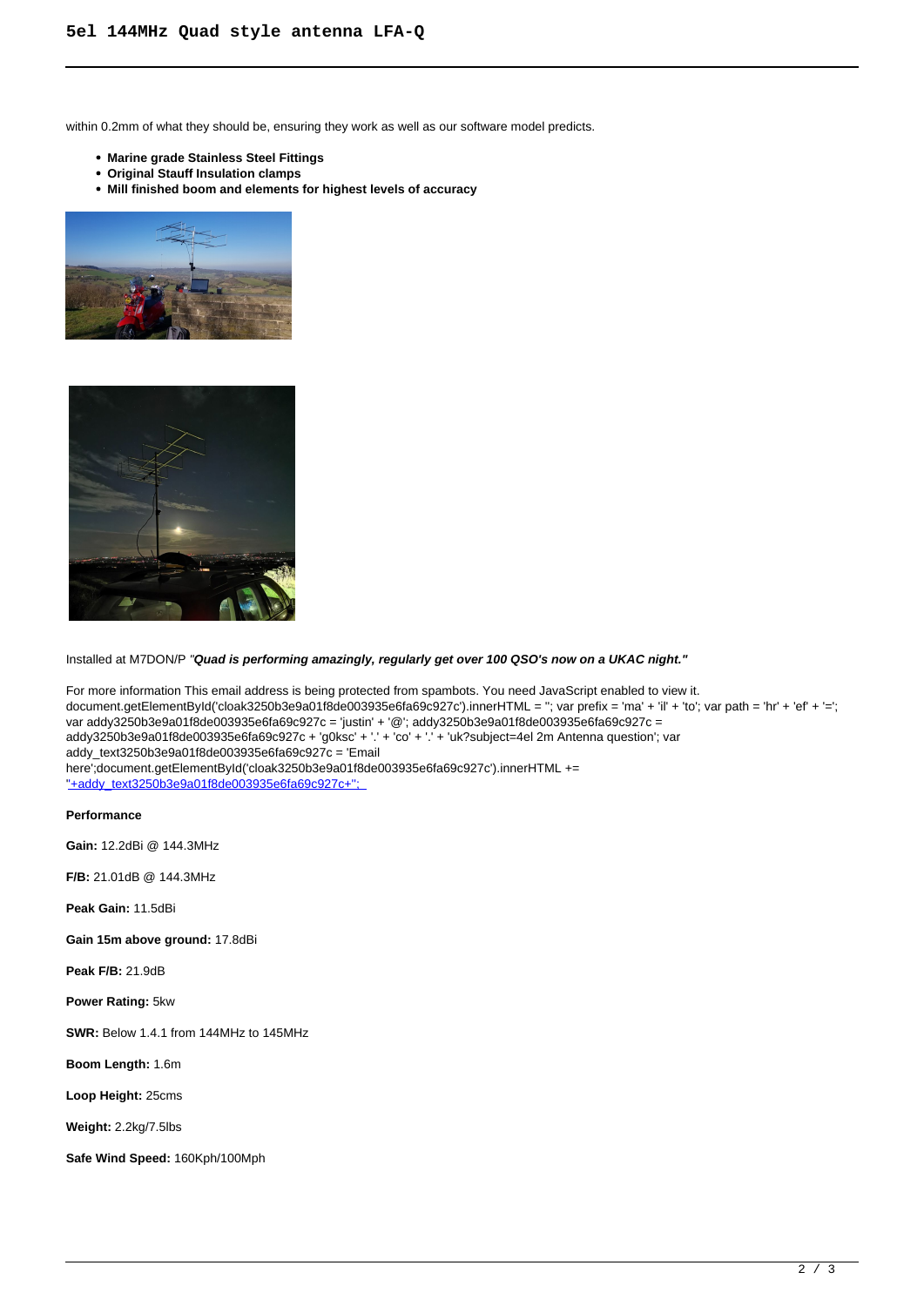within 0.2mm of what they should be, ensuring they work as well as our software model predicts.

- **Marine grade Stainless Steel Fittings**
- **Original Stauff Insulation clamps**
- **Mill finished boom and elements for highest levels of accuracy**

Installed at M7DON/P *"**Quad is performing amazingly, regularly get over 100 QSO's now on a UKAC night.**"*

For more information This email address is being protected from spambots. You need JavaScript enabled to view it.
document.getElementById('cloak3250b3e9a01f8de003935e6fa69c927c').innerHTML = ''; var prefix = 'ma' + 'il' + 'to'; var path = 'hr' + 'ef' + '='; var addy3250b3e9a01f8de003935e6fa69c927c = 'justin' + '@'; addy3250b3e9a01f8de003935e6fa69c927c = addy3250b3e9a01f8de003935e6fa69c927c + 'g0ksc' + '.' + 'co' + '.' + 'uk?subject=4el 2m Antenna question'; var addy_text3250b3e9a01f8de003935e6fa69c927c = 'Email here';document.getElementById('cloak3250b3e9a01f8de003935e6fa69c927c').innerHTML += '+addy_text3250b3e9a01f8de003935e6fa69c927c+'';

**Performance**

**Gain:** 12.2dBi @ 144.3MHz

**F/B:** 21.01dB @ 144.3MHz

**Peak Gain:** 11.5dBi

**Gain 15m above ground:** 17.8dBi

**Peak F/B:** 21.9dB

**Power Rating:** 5kw

**SWR:** Below 1.4.1 from 144MHz to 145MHz

**Boom Length:** 1.6m

**Loop Height:** 25cms

**Weight:** 2.2kg/7.5lbs

**Safe Wind Speed:** 160Kph/100Mph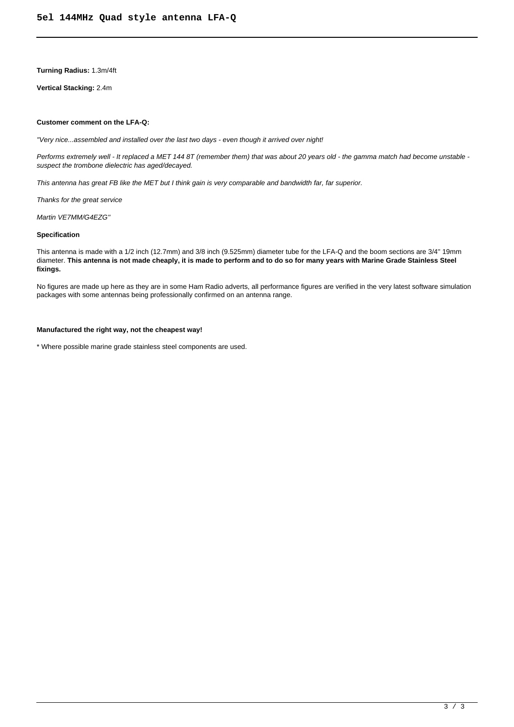**Turning Radius:** 1.3m/4ft

**Vertical Stacking:** 2.4m

**Customer comment on the LFA-Q:**

*"Very nice...assembled and installed over the last two days - even though it arrived over night!*

*Performs extremely well - It replaced a MET 144 8T (remember them) that was about 20 years old - the gamma match had become unstable - suspect the trombone dielectric has aged/decayed.*

*This antenna has great FB like the MET but I think gain is very comparable and bandwidth far, far superior.*

*Thanks for the great service*

*Martin VE7MM/G4EZG"*

**Specification**

This antenna is made with a 1/2 inch (12.7mm) and 3/8 inch (9.525mm) diameter tube for the LFA-Q and the boom sections are 3/4" 19mm diameter. **This antenna is not made cheaply, it is made to perform and to do so for many years with Marine Grade Stainless Steel fixings.**

No figures are made up here as they are in some Ham Radio adverts, all performance figures are verified in the very latest software simulation packages with some antennas being professionally confirmed on an antenna range.

**Manufactured the right way, not the cheapest way!**

* Where possible marine grade stainless steel components are used.